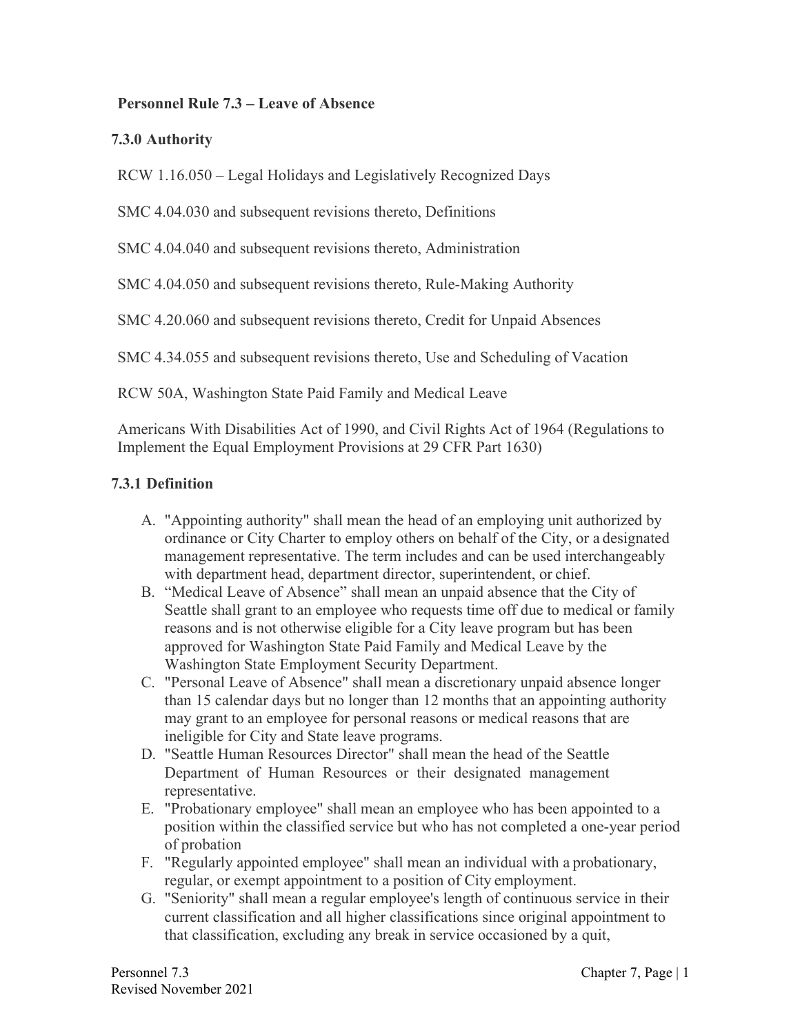# Personnel Rule 7.3 – Leave of Absence

## 7.3.0 Authority

RCW 1.16.050 – Legal Holidays and Legislatively Recognized Days

SMC 4.04.030 and subsequent revisions thereto, Definitions

SMC 4.04.040 and subsequent revisions thereto, Administration

SMC 4.04.050 and subsequent revisions thereto, Rule-Making Authority

SMC 4.20.060 and subsequent revisions thereto, Credit for Unpaid Absences

SMC 4.34.055 and subsequent revisions thereto, Use and Scheduling of Vacation

RCW 50A, Washington State Paid Family and Medical Leave

Americans With Disabilities Act of 1990, and Civil Rights Act of 1964 (Regulations to Implement the Equal Employment Provisions at 29 CFR Part 1630)

## 7.3.1 Definition

A. "Appointing authority" shall mean the head of an employing unit authorized by ordinance or City Charter to employ others on behalf of the City, or a designated management representative. The term includes and can be used interchangeably with department head, department director, superintendent, or chief.

B. "Medical Leave of Absence" shall mean an unpaid absence that the City of Seattle shall grant to an employee who requests time off due to medical or family reasons and is not otherwise eligible for a City leave program but has been approved for Washington State Paid Family and Medical Leave by the Washington State Employment Security Department.

C. "Personal Leave of Absence" shall mean a discretionary unpaid absence longer than 15 calendar days but no longer than 12 months that an appointing authority may grant to an employee for personal reasons or medical reasons that are ineligible for City and State leave programs.

D. "Seattle Human Resources Director" shall mean the head of the Seattle Department of Human Resources or their designated management representative.

E. "Probationary employee" shall mean an employee who has been appointed to a position within the classified service but who has not completed a one-year period of probation

F. "Regularly appointed employee" shall mean an individual with a probationary, regular, or exempt appointment to a position of City employment.

G. "Seniority" shall mean a regular employee's length of continuous service in their current classification and all higher classifications since original appointment to that classification, excluding any break in service occasioned by a quit,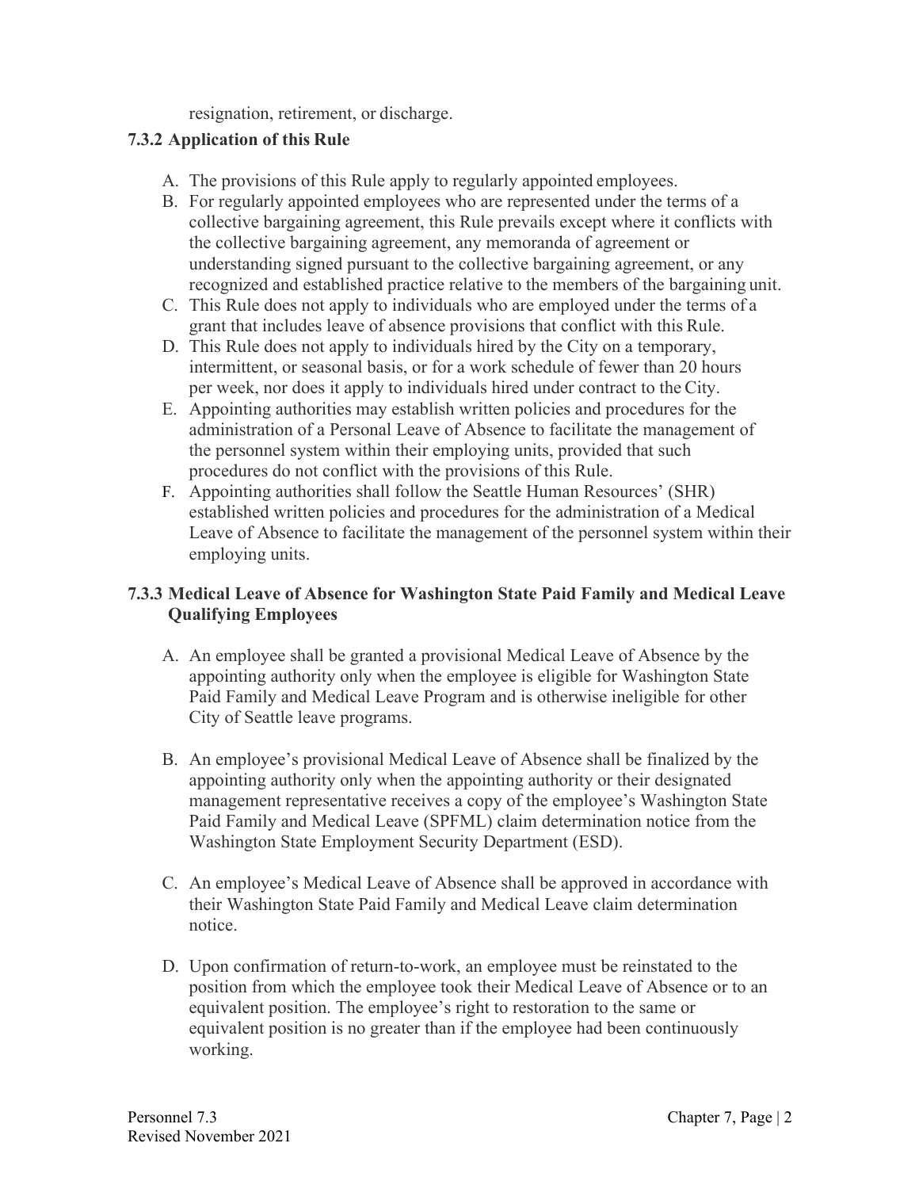resignation, retirement, or discharge.

### 7.3.2 Application of this Rule

A. The provisions of this Rule apply to regularly appointed employees.
B. For regularly appointed employees who are represented under the terms of a collective bargaining agreement, this Rule prevails except where it conflicts with the collective bargaining agreement, any memoranda of agreement or understanding signed pursuant to the collective bargaining agreement, or any recognized and established practice relative to the members of the bargaining unit.
C. This Rule does not apply to individuals who are employed under the terms of a grant that includes leave of absence provisions that conflict with this Rule.
D. This Rule does not apply to individuals hired by the City on a temporary, intermittent, or seasonal basis, or for a work schedule of fewer than 20 hours per week, nor does it apply to individuals hired under contract to the City.
E. Appointing authorities may establish written policies and procedures for the administration of a Personal Leave of Absence to facilitate the management of the personnel system within their employing units, provided that such procedures do not conflict with the provisions of this Rule.
F. Appointing authorities shall follow the Seattle Human Resources' (SHR) established written policies and procedures for the administration of a Medical Leave of Absence to facilitate the management of the personnel system within their employing units.

### 7.3.3 Medical Leave of Absence for Washington State Paid Family and Medical Leave Qualifying Employees

A. An employee shall be granted a provisional Medical Leave of Absence by the appointing authority only when the employee is eligible for Washington State Paid Family and Medical Leave Program and is otherwise ineligible for other City of Seattle leave programs.

B. An employee's provisional Medical Leave of Absence shall be finalized by the appointing authority only when the appointing authority or their designated management representative receives a copy of the employee's Washington State Paid Family and Medical Leave (SPFML) claim determination notice from the Washington State Employment Security Department (ESD).

C. An employee's Medical Leave of Absence shall be approved in accordance with their Washington State Paid Family and Medical Leave claim determination notice.

D. Upon confirmation of return-to-work, an employee must be reinstated to the position from which the employee took their Medical Leave of Absence or to an equivalent position. The employee's right to restoration to the same or equivalent position is no greater than if the employee had been continuously working.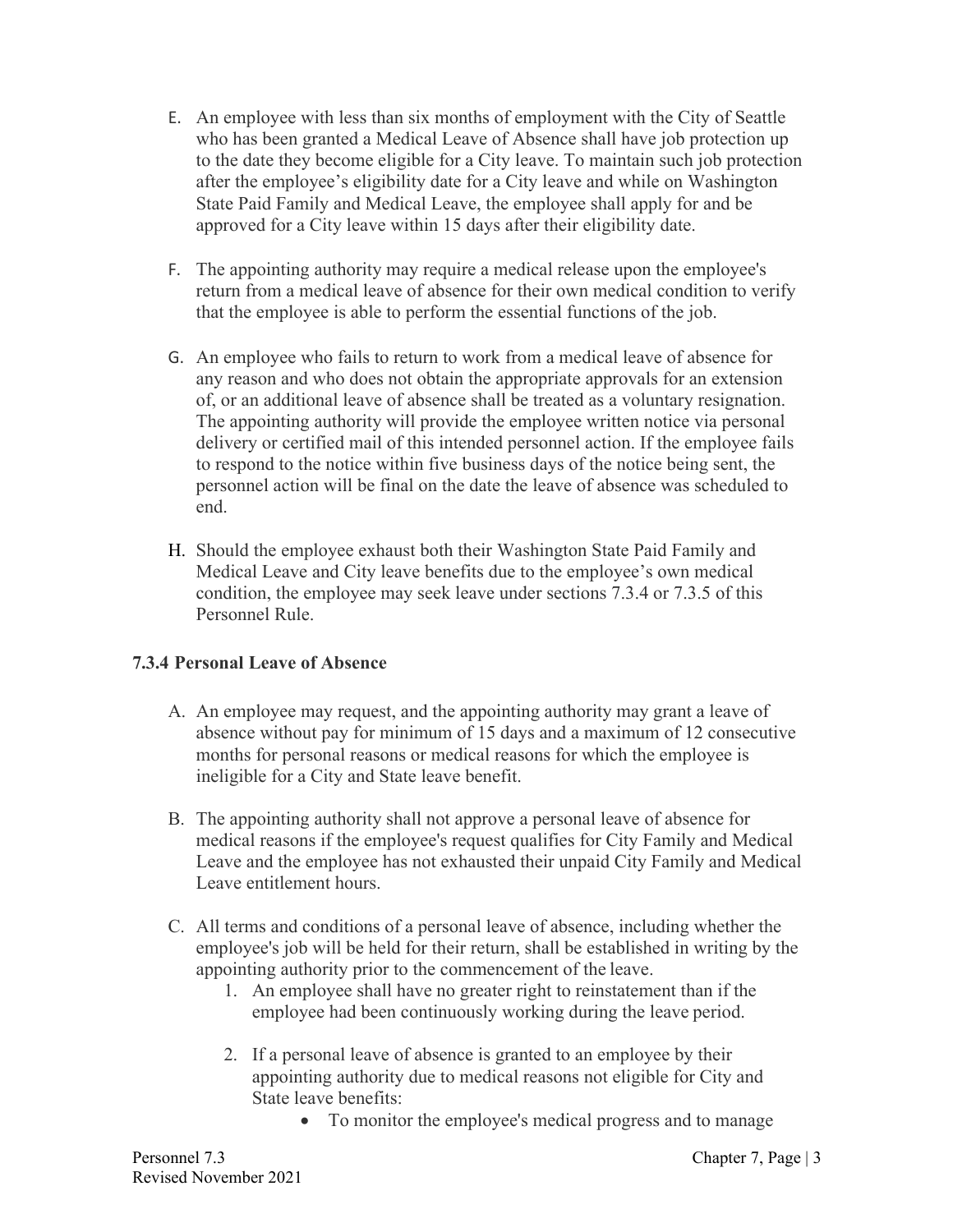E. An employee with less than six months of employment with the City of Seattle who has been granted a Medical Leave of Absence shall have job protection up to the date they become eligible for a City leave. To maintain such job protection after the employee's eligibility date for a City leave and while on Washington State Paid Family and Medical Leave, the employee shall apply for and be approved for a City leave within 15 days after their eligibility date.

F. The appointing authority may require a medical release upon the employee's return from a medical leave of absence for their own medical condition to verify that the employee is able to perform the essential functions of the job.

G. An employee who fails to return to work from a medical leave of absence for any reason and who does not obtain the appropriate approvals for an extension of, or an additional leave of absence shall be treated as a voluntary resignation. The appointing authority will provide the employee written notice via personal delivery or certified mail of this intended personnel action. If the employee fails to respond to the notice within five business days of the notice being sent, the personnel action will be final on the date the leave of absence was scheduled to end.

H. Should the employee exhaust both their Washington State Paid Family and Medical Leave and City leave benefits due to the employee's own medical condition, the employee may seek leave under sections 7.3.4 or 7.3.5 of this Personnel Rule.

### 7.3.4 Personal Leave of Absence

A. An employee may request, and the appointing authority may grant a leave of absence without pay for minimum of 15 days and a maximum of 12 consecutive months for personal reasons or medical reasons for which the employee is ineligible for a City and State leave benefit.

B. The appointing authority shall not approve a personal leave of absence for medical reasons if the employee's request qualifies for City Family and Medical Leave and the employee has not exhausted their unpaid City Family and Medical Leave entitlement hours.

C. All terms and conditions of a personal leave of absence, including whether the employee's job will be held for their return, shall be established in writing by the appointing authority prior to the commencement of the leave.
   1. An employee shall have no greater right to reinstatement than if the employee had been continuously working during the leave period.
   2. If a personal leave of absence is granted to an employee by their appointing authority due to medical reasons not eligible for City and State leave benefits:
      - To monitor the employee's medical progress and to manage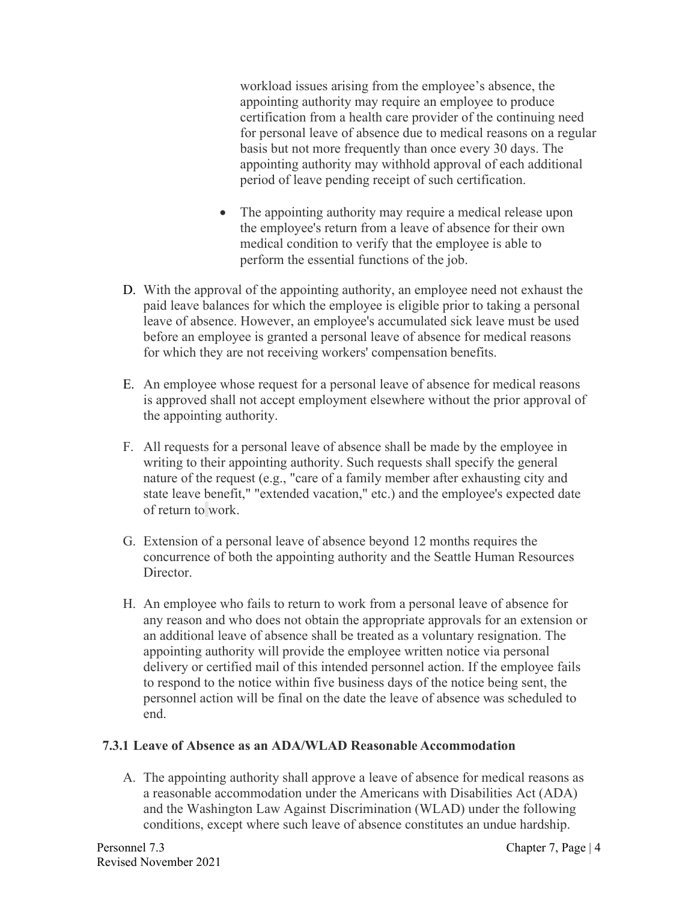workload issues arising from the employee's absence, the appointing authority may require an employee to produce certification from a health care provider of the continuing need for personal leave of absence due to medical reasons on a regular basis but not more frequently than once every 30 days. The appointing authority may withhold approval of each additional period of leave pending receipt of such certification.

- The appointing authority may require a medical release upon the employee's return from a leave of absence for their own medical condition to verify that the employee is able to perform the essential functions of the job.

D. With the approval of the appointing authority, an employee need not exhaust the paid leave balances for which the employee is eligible prior to taking a personal leave of absence. However, an employee's accumulated sick leave must be used before an employee is granted a personal leave of absence for medical reasons for which they are not receiving workers' compensation benefits.

E. An employee whose request for a personal leave of absence for medical reasons is approved shall not accept employment elsewhere without the prior approval of the appointing authority.

F. All requests for a personal leave of absence shall be made by the employee in writing to their appointing authority. Such requests shall specify the general nature of the request (e.g., "care of a family member after exhausting city and state leave benefit," "extended vacation," etc.) and the employee's expected date of return to work.

G. Extension of a personal leave of absence beyond 12 months requires the concurrence of both the appointing authority and the Seattle Human Resources Director.

H. An employee who fails to return to work from a personal leave of absence for any reason and who does not obtain the appropriate approvals for an extension or an additional leave of absence shall be treated as a voluntary resignation. The appointing authority will provide the employee written notice via personal delivery or certified mail of this intended personnel action. If the employee fails to respond to the notice within five business days of the notice being sent, the personnel action will be final on the date the leave of absence was scheduled to end.

### 7.3.1 Leave of Absence as an ADA/WLAD Reasonable Accommodation

A. The appointing authority shall approve a leave of absence for medical reasons as a reasonable accommodation under the Americans with Disabilities Act (ADA) and the Washington Law Against Discrimination (WLAD) under the following conditions, except where such leave of absence constitutes an undue hardship.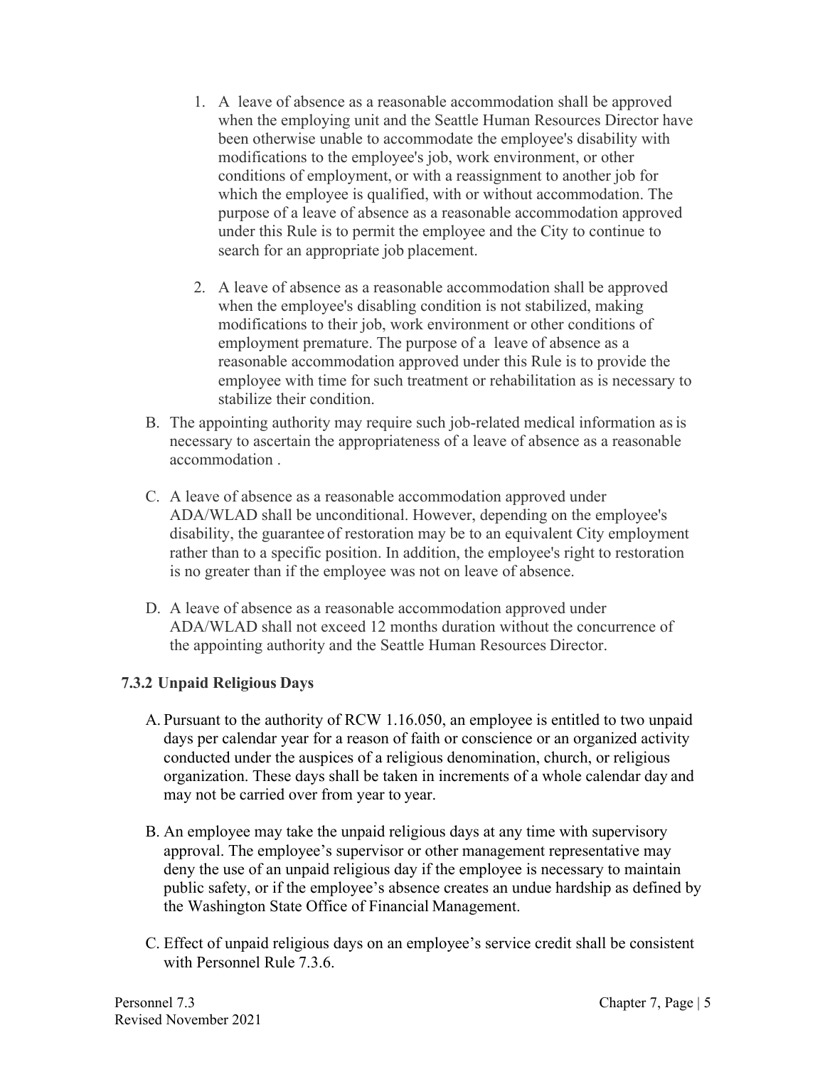1. A leave of absence as a reasonable accommodation shall be approved when the employing unit and the Seattle Human Resources Director have been otherwise unable to accommodate the employee's disability with modifications to the employee's job, work environment, or other conditions of employment, or with a reassignment to another job for which the employee is qualified, with or without accommodation. The purpose of a leave of absence as a reasonable accommodation approved under this Rule is to permit the employee and the City to continue to search for an appropriate job placement.

2. A leave of absence as a reasonable accommodation shall be approved when the employee's disabling condition is not stabilized, making modifications to their job, work environment or other conditions of employment premature. The purpose of a leave of absence as a reasonable accommodation approved under this Rule is to provide the employee with time for such treatment or rehabilitation as is necessary to stabilize their condition.

B. The appointing authority may require such job-related medical information as is necessary to ascertain the appropriateness of a leave of absence as a reasonable accommodation .

C. A leave of absence as a reasonable accommodation approved under ADA/WLAD shall be unconditional. However, depending on the employee's disability, the guarantee of restoration may be to an equivalent City employment rather than to a specific position. In addition, the employee's right to restoration is no greater than if the employee was not on leave of absence.

D. A leave of absence as a reasonable accommodation approved under ADA/WLAD shall not exceed 12 months duration without the concurrence of the appointing authority and the Seattle Human Resources Director.

### 7.3.2 Unpaid Religious Days

A. Pursuant to the authority of RCW 1.16.050, an employee is entitled to two unpaid days per calendar year for a reason of faith or conscience or an organized activity conducted under the auspices of a religious denomination, church, or religious organization. These days shall be taken in increments of a whole calendar day and may not be carried over from year to year.

B. An employee may take the unpaid religious days at any time with supervisory approval. The employee's supervisor or other management representative may deny the use of an unpaid religious day if the employee is necessary to maintain public safety, or if the employee's absence creates an undue hardship as defined by the Washington State Office of Financial Management.

C. Effect of unpaid religious days on an employee's service credit shall be consistent with Personnel Rule 7.3.6.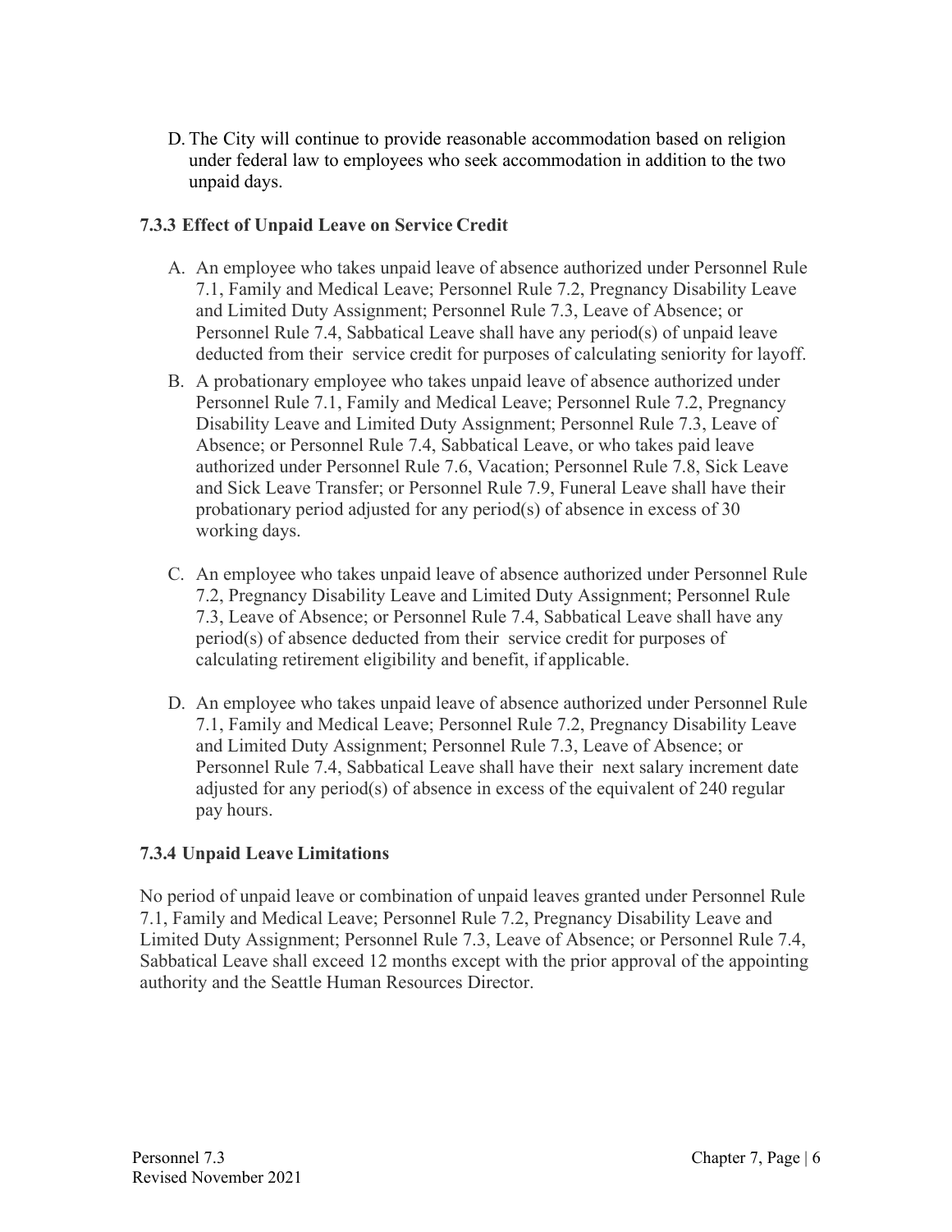D. The City will continue to provide reasonable accommodation based on religion under federal law to employees who seek accommodation in addition to the two unpaid days.

### 7.3.3 Effect of Unpaid Leave on Service Credit

A. An employee who takes unpaid leave of absence authorized under Personnel Rule 7.1, Family and Medical Leave; Personnel Rule 7.2, Pregnancy Disability Leave and Limited Duty Assignment; Personnel Rule 7.3, Leave of Absence; or Personnel Rule 7.4, Sabbatical Leave shall have any period(s) of unpaid leave deducted from their service credit for purposes of calculating seniority for layoff.

B. A probationary employee who takes unpaid leave of absence authorized under Personnel Rule 7.1, Family and Medical Leave; Personnel Rule 7.2, Pregnancy Disability Leave and Limited Duty Assignment; Personnel Rule 7.3, Leave of Absence; or Personnel Rule 7.4, Sabbatical Leave, or who takes paid leave authorized under Personnel Rule 7.6, Vacation; Personnel Rule 7.8, Sick Leave and Sick Leave Transfer; or Personnel Rule 7.9, Funeral Leave shall have their probationary period adjusted for any period(s) of absence in excess of 30 working days.

C. An employee who takes unpaid leave of absence authorized under Personnel Rule 7.2, Pregnancy Disability Leave and Limited Duty Assignment; Personnel Rule 7.3, Leave of Absence; or Personnel Rule 7.4, Sabbatical Leave shall have any period(s) of absence deducted from their service credit for purposes of calculating retirement eligibility and benefit, if applicable.

D. An employee who takes unpaid leave of absence authorized under Personnel Rule 7.1, Family and Medical Leave; Personnel Rule 7.2, Pregnancy Disability Leave and Limited Duty Assignment; Personnel Rule 7.3, Leave of Absence; or Personnel Rule 7.4, Sabbatical Leave shall have their next salary increment date adjusted for any period(s) of absence in excess of the equivalent of 240 regular pay hours.

### 7.3.4 Unpaid Leave Limitations

No period of unpaid leave or combination of unpaid leaves granted under Personnel Rule 7.1, Family and Medical Leave; Personnel Rule 7.2, Pregnancy Disability Leave and Limited Duty Assignment; Personnel Rule 7.3, Leave of Absence; or Personnel Rule 7.4, Sabbatical Leave shall exceed 12 months except with the prior approval of the appointing authority and the Seattle Human Resources Director.